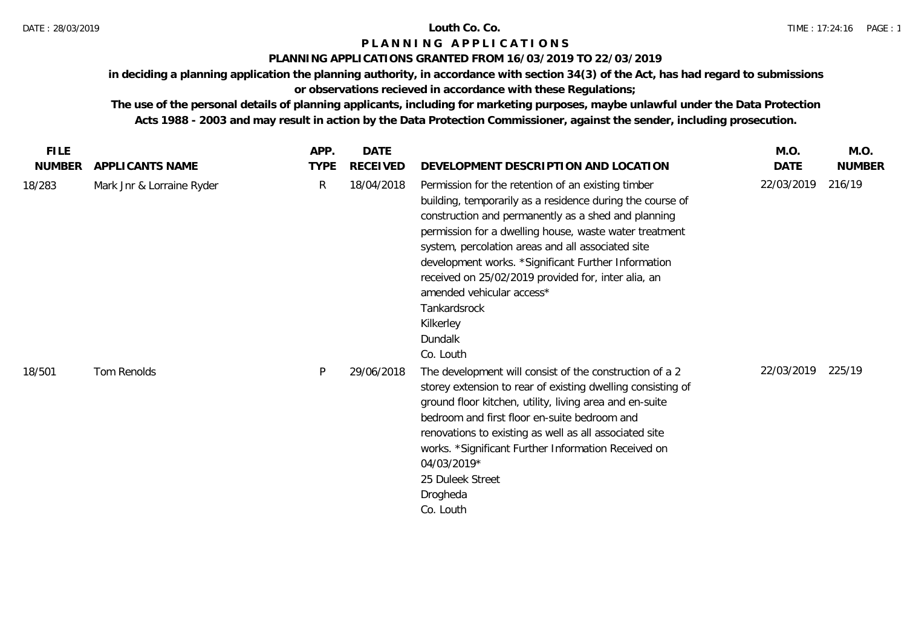# Louth Co. Co.

## P L A N N I N G   A P P L I C A T I O N S

### PLANNING APPLICATIONS GRANTED FROM 16/03/2019 TO 22/03/2019

**in deciding a planning application the planning authority, in accordance with section 34(3) of the Act, has had regard to submissions or observations recieved in accordance with these Regulations;**

**The use of the personal details of planning applicants, including for marketing purposes, maybe unlawful under the Data Protection Acts 1988 - 2003 and may result in action by the Data Protection Commissioner, against the sender, including prosecution.**

| FILE NUMBER | APPLICANTS NAME | APP. TYPE | DATE RECEIVED | DEVELOPMENT DESCRIPTION AND LOCATION | M.O. DATE | M.O. NUMBER |
|---|---|---|---|---|---|---|
| 18/283 | Mark Jnr & Lorraine Ryder | R | 18/04/2018 | Permission for the retention of an existing timber building, temporarily as a residence during the course of construction and permanently as a shed and planning permission for a dwelling house, waste water treatment system, percolation areas and all associated site development works. *Significant Further Information received on 25/02/2019 provided for, inter alia, an amended vehicular access* Tankardsrock Kilkerley Dundalk Co. Louth | 22/03/2019 | 216/19 |
| 18/501 | Tom Renolds | P | 29/06/2018 | The development will consist of the construction of a 2 storey extension to rear of existing dwelling consisting of ground floor kitchen, utility, living area and en-suite bedroom and first floor en-suite bedroom and renovations to existing as well as all associated site works. *Significant Further Information Received on 04/03/2019* 25 Duleek Street Drogheda Co. Louth | 22/03/2019 | 225/19 |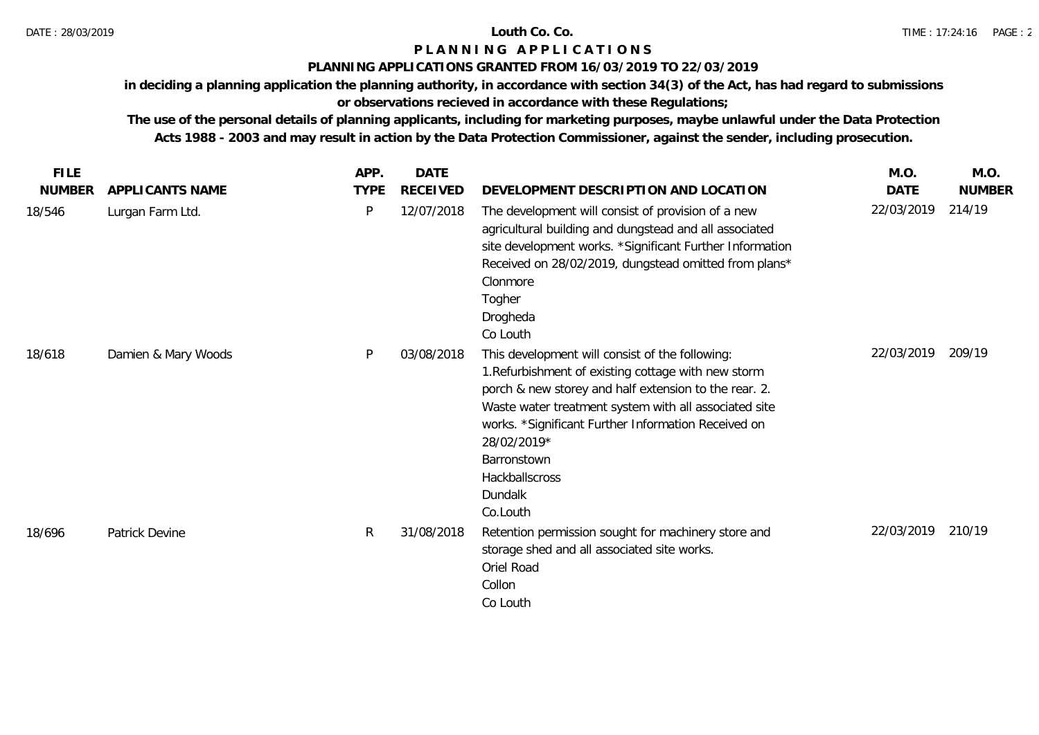# Louth Co. Co.

## PLANNING APPLICATIONS

### PLANNING APPLICATIONS GRANTED FROM 16/03/2019 TO 22/03/2019

**in deciding a planning application the planning authority, in accordance with section 34(3) of the Act, has had regard to submissions or observations recieved in accordance with these Regulations;**

**The use of the personal details of planning applicants, including for marketing purposes, maybe unlawful under the Data Protection Acts 1988 - 2003 and may result in action by the Data Protection Commissioner, against the sender, including prosecution.**

| FILE NUMBER | APPLICANTS NAME | APP. TYPE | DATE RECEIVED | DEVELOPMENT DESCRIPTION AND LOCATION | M.O. DATE | M.O. NUMBER |
|---|---|---|---|---|---|---|
| 18/546 | Lurgan Farm Ltd. | P | 12/07/2018 | The development will consist of provision of a new agricultural building and dungstead and all associated site development works. *Significant Further Information Received on 28/02/2019, dungstead omitted from plans* Clonmore Togher Drogheda Co Louth | 22/03/2019 | 214/19 |
| 18/618 | Damien & Mary Woods | P | 03/08/2018 | This development will consist of the following: 1.Refurbishment of existing cottage with new storm porch & new storey and half extension to the rear. 2. Waste water treatment system with all associated site works. *Significant Further Information Received on 28/02/2019* Barronstown Hackballscross Dundalk Co.Louth | 22/03/2019 | 209/19 |
| 18/696 | Patrick Devine | R | 31/08/2018 | Retention permission sought for machinery store and storage shed and all associated site works. Oriel Road Collon Co Louth | 22/03/2019 | 210/19 |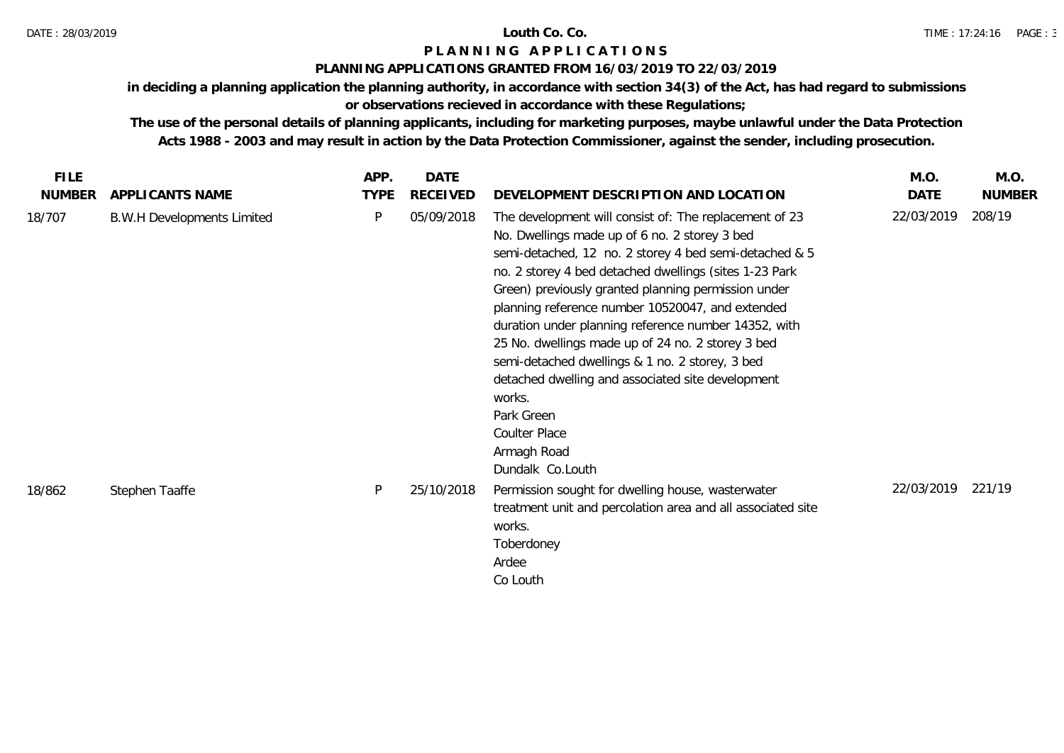**Louth Co. Co.**

# P L A N N I N G   A P P L I C A T I O N S

## PLANNING APPLICATIONS GRANTED FROM 16/03/2019 TO 22/03/2019

**in deciding a planning application the planning authority, in accordance with section 34(3) of the Act, has had regard to submissions or observations recieved in accordance with these Regulations;**

**The use of the personal details of planning applicants, including for marketing purposes, maybe unlawful under the Data Protection Acts 1988 - 2003 and may result in action by the Data Protection Commissioner, against the sender, including prosecution.**

| FILE NUMBER | APPLICANTS NAME | APP. TYPE | DATE RECEIVED | DEVELOPMENT DESCRIPTION AND LOCATION | M.O. DATE | M.O. NUMBER |
|---|---|---|---|---|---|---|
| 18/707 | B.W.H Developments Limited | P | 05/09/2018 | The development will consist of: The replacement of 23 No. Dwellings made up of 6 no. 2 storey 3 bed semi-detached, 12 no. 2 storey 4 bed semi-detached & 5 no. 2 storey 4 bed detached dwellings (sites 1-23 Park Green) previously granted planning permission under planning reference number 10520047, and extended duration under planning reference number 14352, with 25 No. dwellings made up of 24 no. 2 storey 3 bed semi-detached dwellings & 1 no. 2 storey, 3 bed detached dwelling and associated site development works.<br>Park Green<br>Coulter Place<br>Armagh Road<br>Dundalk Co.Louth | 22/03/2019 | 208/19 |
| 18/862 | Stephen Taaffe | P | 25/10/2018 | Permission sought for dwelling house, wasterwater treatment unit and percolation area and all associated site works.<br>Toberdoney<br>Ardee<br>Co Louth | 22/03/2019 | 221/19 |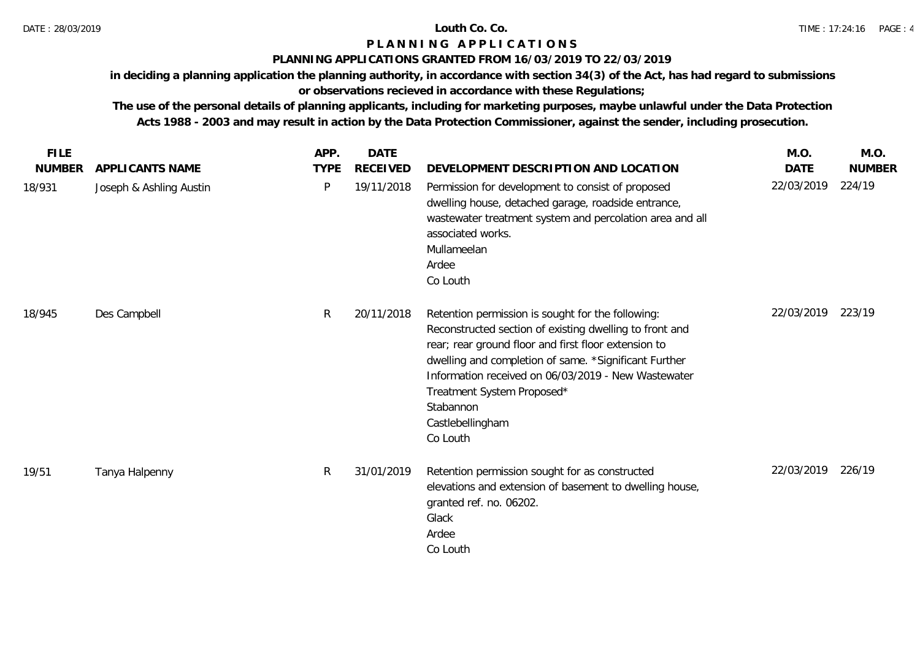**Louth Co. Co.**

# P L A N N I N G   A P P L I C A T I O N S

## PLANNING APPLICATIONS GRANTED FROM 16/03/2019 TO 22/03/2019

**in deciding a planning application the planning authority, in accordance with section 34(3) of the Act, has had regard to submissions or observations recieved in accordance with these Regulations;**

**The use of the personal details of planning applicants, including for marketing purposes, maybe unlawful under the Data Protection Acts 1988 - 2003 and may result in action by the Data Protection Commissioner, against the sender, including prosecution.**

| FILE NUMBER | APPLICANTS NAME | APP. TYPE | DATE RECEIVED | DEVELOPMENT DESCRIPTION AND LOCATION | M.O. DATE | M.O. NUMBER |
|---|---|---|---|---|---|---|
| 18/931 | Joseph & Ashling Austin | P | 19/11/2018 | Permission for development to consist of proposed dwelling house, detached garage, roadside entrance, wastewater treatment system and percolation area and all associated works.<br>Mullameelan<br>Ardee<br>Co Louth | 22/03/2019 | 224/19 |
| 18/945 | Des Campbell | R | 20/11/2018 | Retention permission is sought for the following: Reconstructed section of existing dwelling to front and rear; rear ground floor and first floor extension to dwelling and completion of same. *Significant Further Information received on 06/03/2019 - New Wastewater Treatment System Proposed*<br>Stabannon<br>Castlebellingham<br>Co Louth | 22/03/2019 | 223/19 |
| 19/51 | Tanya Halpenny | R | 31/01/2019 | Retention permission sought for as constructed elevations and extension of basement to dwelling house, granted ref. no. 06202.<br>Glack<br>Ardee<br>Co Louth | 22/03/2019 | 226/19 |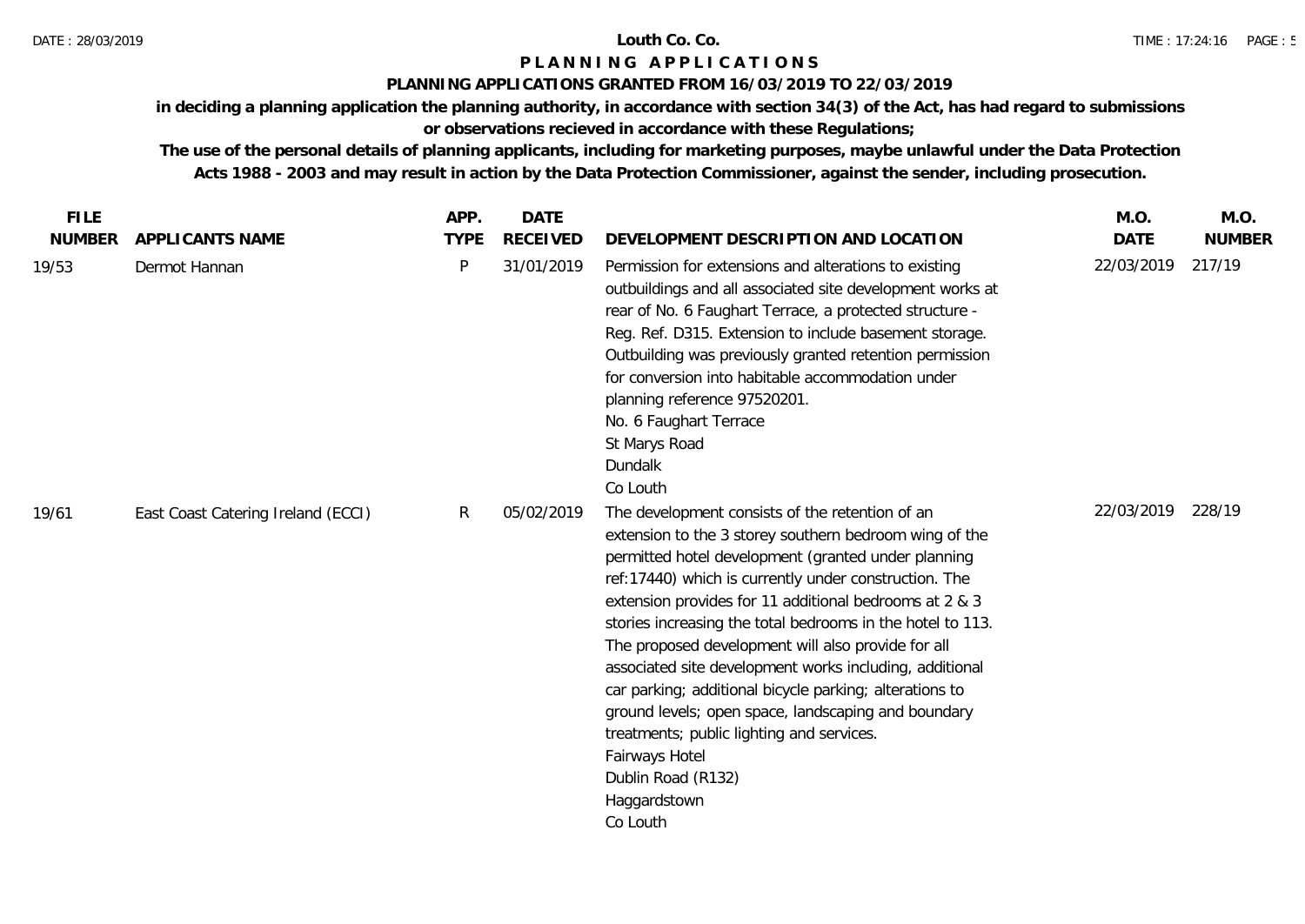# Louth Co. Co.

## PLANNING APPLICATIONS

### PLANNING APPLICATIONS GRANTED FROM 16/03/2019 TO 22/03/2019

**in deciding a planning application the planning authority, in accordance with section 34(3) of the Act, has had regard to submissions or observations recieved in accordance with these Regulations;**

**The use of the personal details of planning applicants, including for marketing purposes, maybe unlawful under the Data Protection Acts 1988 - 2003 and may result in action by the Data Protection Commissioner, against the sender, including prosecution.**

| FILE NUMBER | APPLICANTS NAME | APP. TYPE | DATE RECEIVED | DEVELOPMENT DESCRIPTION AND LOCATION | M.O. DATE | M.O. NUMBER |
|---|---|---|---|---|---|---|
| 19/53 | Dermot Hannan | P | 31/01/2019 | Permission for extensions and alterations to existing outbuildings and all associated site development works at rear of No. 6 Faughart Terrace, a protected structure - Reg. Ref. D315. Extension to include basement storage. Outbuilding was previously granted retention permission for conversion into habitable accommodation under planning reference 97520201.<br>No. 6 Faughart Terrace<br>St Marys Road<br>Dundalk<br>Co Louth | 22/03/2019 | 217/19 |
| 19/61 | East Coast Catering Ireland (ECCI) | R | 05/02/2019 | The development consists of the retention of an extension to the 3 storey southern bedroom wing of the permitted hotel development (granted under planning ref:17440) which is currently under construction. The extension provides for 11 additional bedrooms at 2 & 3 stories increasing the total bedrooms in the hotel to 113. The proposed development will also provide for all associated site development works including, additional car parking; additional bicycle parking; alterations to ground levels; open space, landscaping and boundary treatments; public lighting and services.<br>Fairways Hotel<br>Dublin Road (R132)<br>Haggardstown<br>Co Louth | 22/03/2019 | 228/19 |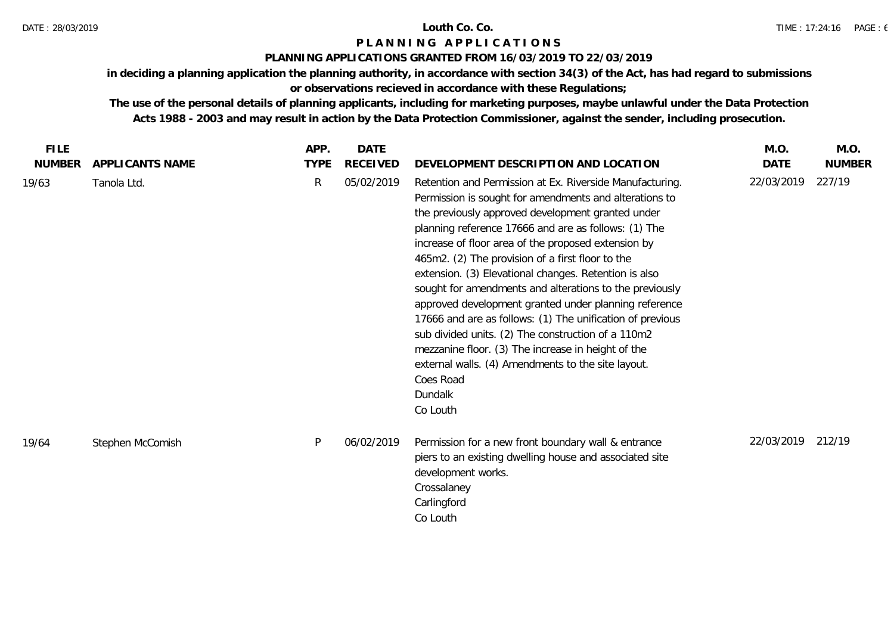# Louth Co. Co.

## PLANNING APPLICATIONS

### PLANNING APPLICATIONS GRANTED FROM 16/03/2019 TO 22/03/2019

**in deciding a planning application the planning authority, in accordance with section 34(3) of the Act, has had regard to submissions or observations recieved in accordance with these Regulations;**

**The use of the personal details of planning applicants, including for marketing purposes, maybe unlawful under the Data Protection Acts 1988 - 2003 and may result in action by the Data Protection Commissioner, against the sender, including prosecution.**

| FILE NUMBER | APPLICANTS NAME | APP. TYPE | DATE RECEIVED | DEVELOPMENT DESCRIPTION AND LOCATION | M.O. DATE | M.O. NUMBER |
|---|---|---|---|---|---|---|
| 19/63 | Tanola Ltd. | R | 05/02/2019 | Retention and Permission at Ex. Riverside Manufacturing. Permission is sought for amendments and alterations to the previously approved development granted under planning reference 17666 and are as follows: (1) The increase of floor area of the proposed extension by 465m2. (2) The provision of a first floor to the extension. (3) Elevational changes. Retention is also sought for amendments and alterations to the previously approved development granted under planning reference 17666 and are as follows: (1) The unification of previous sub divided units. (2) The construction of a 110m2 mezzanine floor. (3) The increase in height of the external walls. (4) Amendments to the site layout. Coes Road Dundalk Co Louth | 22/03/2019 | 227/19 |
| 19/64 | Stephen McComish | P | 06/02/2019 | Permission for a new front boundary wall & entrance piers to an existing dwelling house and associated site development works. Crossalaney Carlingford Co Louth | 22/03/2019 | 212/19 |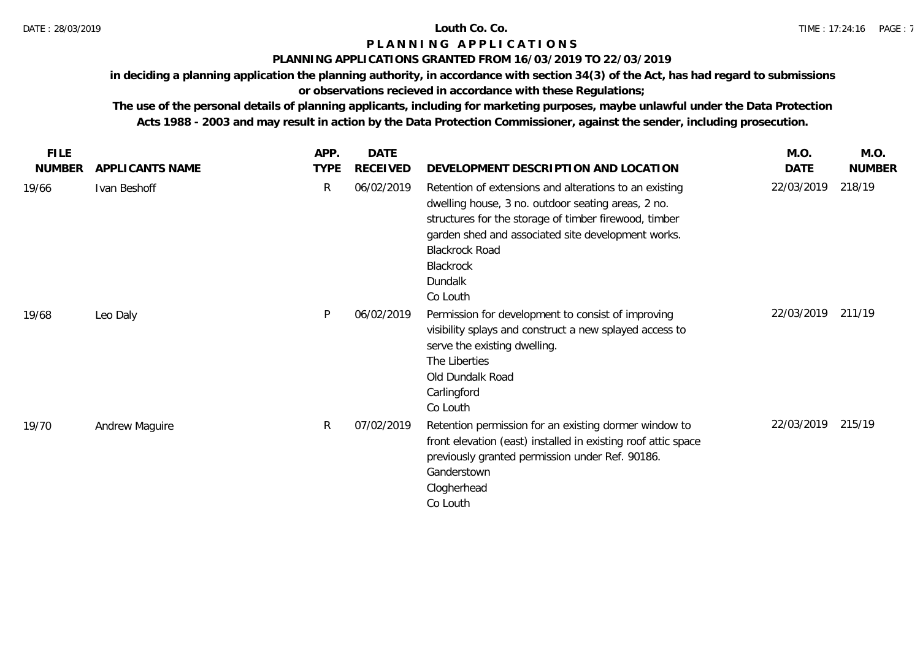# Louth Co. Co.

## P L A N N I N G   A P P L I C A T I O N S

### PLANNING APPLICATIONS GRANTED FROM 16/03/2019 TO 22/03/2019

**in deciding a planning application the planning authority, in accordance with section 34(3) of the Act, has had regard to submissions or observations recieved in accordance with these Regulations;**

**The use of the personal details of planning applicants, including for marketing purposes, maybe unlawful under the Data Protection Acts 1988 - 2003 and may result in action by the Data Protection Commissioner, against the sender, including prosecution.**

| FILE NUMBER | APPLICANTS NAME | APP. TYPE | DATE RECEIVED | DEVELOPMENT DESCRIPTION AND LOCATION | M.O. DATE | M.O. NUMBER |
|---|---|---|---|---|---|---|
| 19/66 | Ivan Beshoff | R | 06/02/2019 | Retention of extensions and alterations to an existing dwelling house, 3 no. outdoor seating areas, 2 no. structures for the storage of timber firewood, timber garden shed and associated site development works.<br>Blackrock Road<br>Blackrock<br>Dundalk<br>Co Louth | 22/03/2019 | 218/19 |
| 19/68 | Leo Daly | P | 06/02/2019 | Permission for development to consist of improving visibility splays and construct a new splayed access to serve the existing dwelling.<br>The Liberties<br>Old Dundalk Road<br>Carlingford<br>Co Louth | 22/03/2019 | 211/19 |
| 19/70 | Andrew Maguire | R | 07/02/2019 | Retention permission for an existing dormer window to front elevation (east) installed in existing roof attic space previously granted permission under Ref. 90186.<br>Ganderstown<br>Clogherhead<br>Co Louth | 22/03/2019 | 215/19 |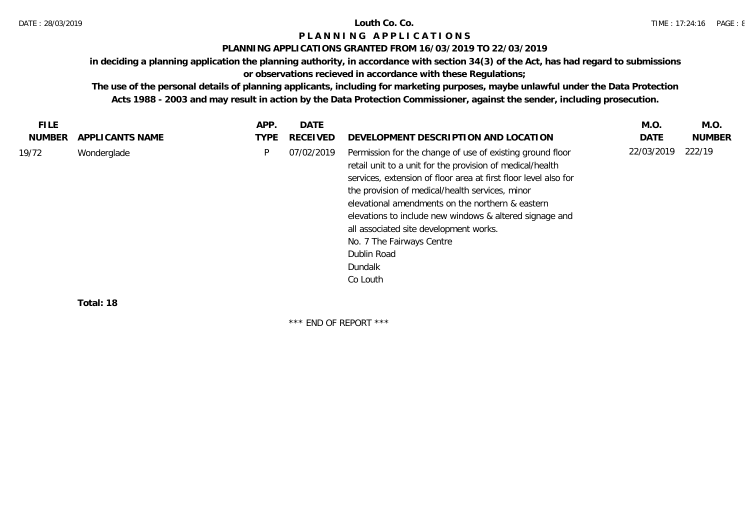**Louth Co. Co.**

**P L A N N I N G   A P P L I C A T I O N S**

**PLANNING APPLICATIONS GRANTED FROM 16/03/2019 TO 22/03/2019**

**in deciding a planning application the planning authority, in accordance with section 34(3) of the Act, has had regard to submissions or observations recieved in accordance with these Regulations;**

**The use of the personal details of planning applicants, including for marketing purposes, maybe unlawful under the Data Protection Acts 1988 - 2003 and may result in action by the Data Protection Commissioner, against the sender, including prosecution.**

| FILE NUMBER | APPLICANTS NAME | APP. TYPE | DATE RECEIVED | DEVELOPMENT DESCRIPTION AND LOCATION | M.O. DATE | M.O. NUMBER |
|---|---|---|---|---|---|---|
| 19/72 | Wonderglade | P | 07/02/2019 | Permission for the change of use of existing ground floor retail unit to a unit for the provision of medical/health services, extension of floor area at first floor level also for the provision of medical/health services, minor elevational amendments on the northern & eastern elevations to include new windows & altered signage and all associated site development works. No. 7 The Fairways Centre Dublin Road Dundalk Co Louth | 22/03/2019 | 222/19 |

**Total: 18**

\*\*\* END OF REPORT \*\*\*